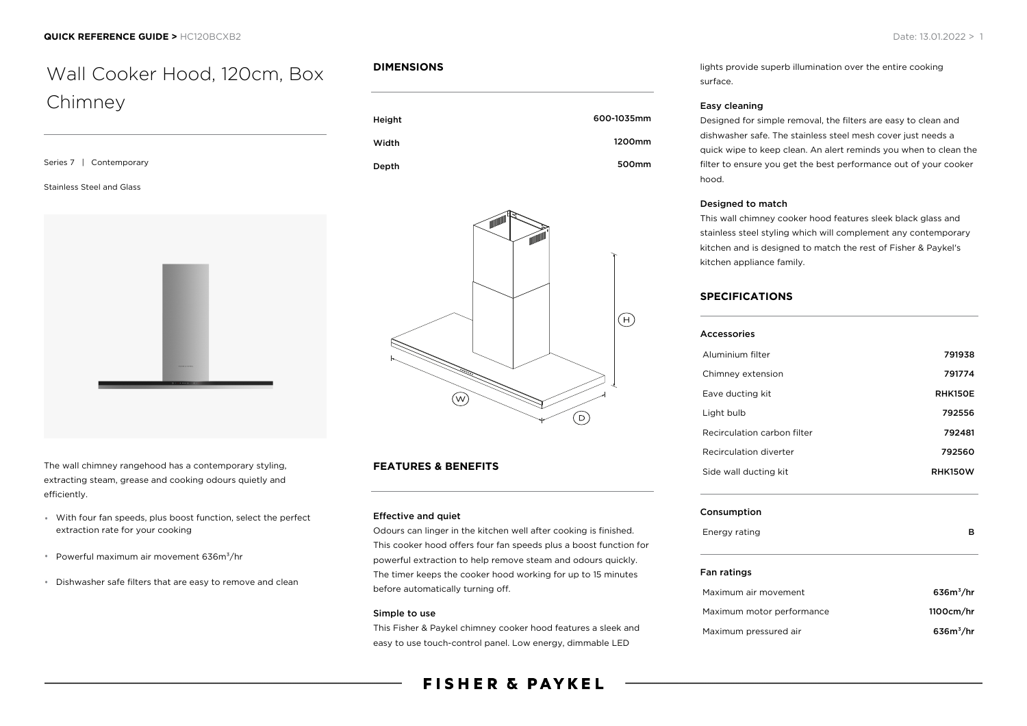# Wall Cooker Hood, 120cm, Box Chimney

Series 7 | Contemporary

Stainless Steel and Glass

The wall chimney rangehood has a contemporary styling, extracting steam, grease and cooking odours quietly and efficiently.

- With four fan speeds, plus boost function, select the perfect extraction rate for your cooking
- Powerful maximum air movement 636m³/hr
- Dishwasher safe filters that are easy to remove and clean

## DIMENSIONS

| | |
|---|---|
| Height | 600-1035mm |
| Width | 1200mm |
| Depth | 500mm |

## FEATURES & BENEFITS

### Effective and quiet

Odours can linger in the kitchen well after cooking is finished. This cooker hood offers four fan speeds plus a boost function for powerful extraction to help remove steam and odours quickly. The timer keeps the cooker hood working for up to 15 minutes before automatically turning off.

### Simple to use

This Fisher & Paykel chimney cooker hood features a sleek and easy to use touch-control panel. Low energy, dimmable LED lights provide superb illumination over the entire cooking surface.

### Easy cleaning

Designed for simple removal, the filters are easy to clean and dishwasher safe. The stainless steel mesh cover just needs a quick wipe to keep clean. An alert reminds you when to clean the filter to ensure you get the best performance out of your cooker hood.

### Designed to match

This wall chimney cooker hood features sleek black glass and stainless steel styling which will complement any contemporary kitchen and is designed to match the rest of Fisher & Paykel's kitchen appliance family.

## SPECIFICATIONS

### Accessories

| | |
|---|---|
| Aluminium filter | 791938 |
| Chimney extension | 791774 |
| Eave ducting kit | RHK150E |
| Light bulb | 792556 |
| Recirculation carbon filter | 792481 |
| Recirculation diverter | 792560 |
| Side wall ducting kit | RHK150W |

### Consumption

| | |
|---|---|
| Energy rating | B |

### Fan ratings

| | |
|---|---|
| Maximum air movement | 636m³/hr |
| Maximum motor performance | 1100cm/hr |
| Maximum pressured air | 636m³/hr |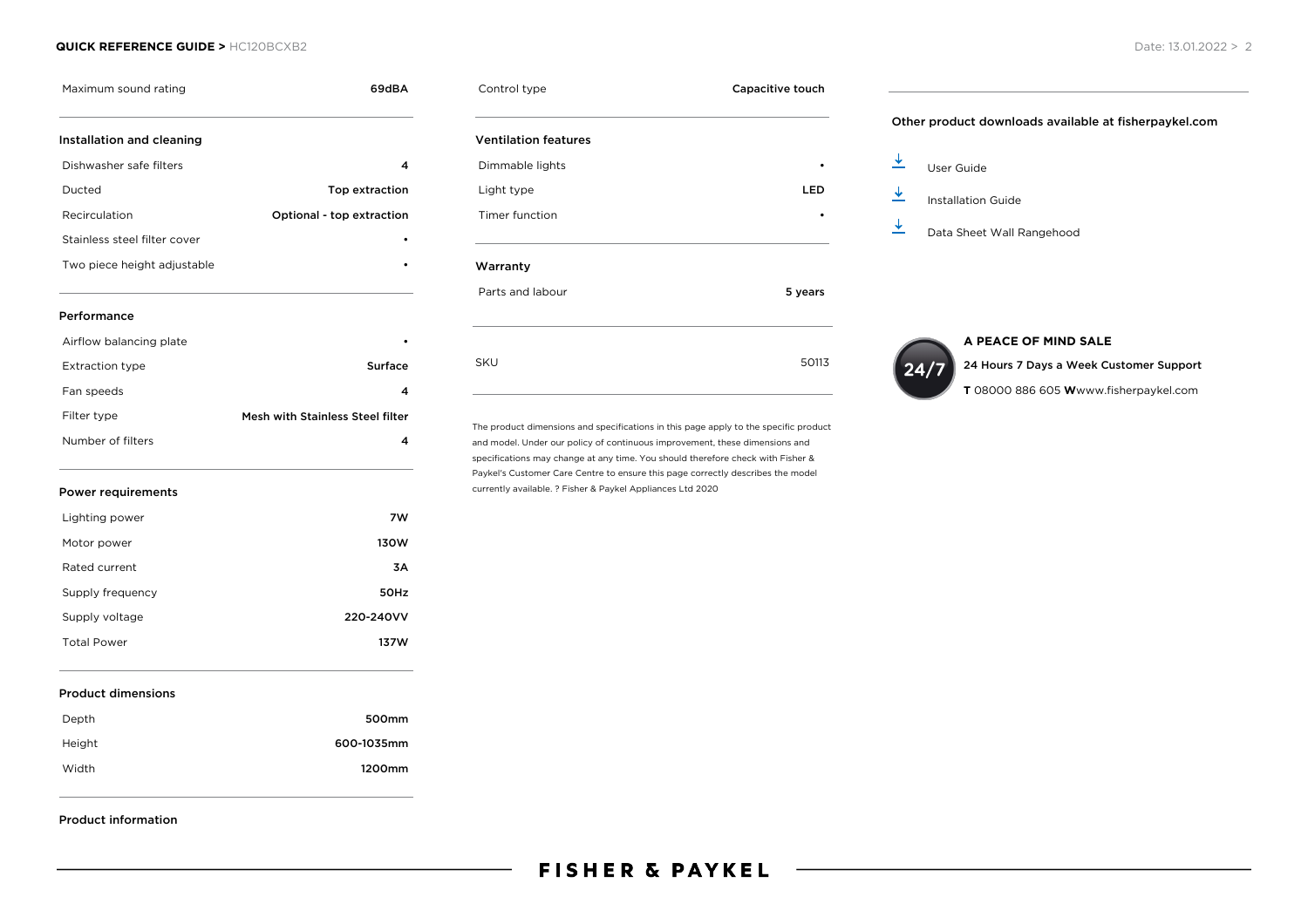| | |
|---|---|
| Maximum sound rating | 69dBA |

## Installation and cleaning

| | |
|---|---|
| Dishwasher safe filters | 4 |
| Ducted | Top extraction |
| Recirculation | Optional - top extraction |
| Stainless steel filter cover | • |
| Two piece height adjustable | • |

## Performance

| | |
|---|---|
| Airflow balancing plate | • |
| Extraction type | Surface |
| Fan speeds | 4 |
| Filter type | Mesh with Stainless Steel filter |
| Number of filters | 4 |

## Power requirements

| | |
|---|---|
| Lighting power | 7W |
| Motor power | 130W |
| Rated current | 3A |
| Supply frequency | 50Hz |
| Supply voltage | 220-240VV |
| Total Power | 137W |

## Product dimensions

| | |
|---|---|
| Depth | 500mm |
| Height | 600-1035mm |
| Width | 1200mm |

## Product information

| | |
|---|---|
| Control type | Capacitive touch |

## Ventilation features

| | |
|---|---|
| Dimmable lights | • |
| Light type | LED |
| Timer function | • |

## Warranty

| | |
|---|---|
| Parts and labour | 5 years |

| | |
|---|---|
| SKU | 50113 |

The product dimensions and specifications in this page apply to the specific product and model. Under our policy of continuous improvement, these dimensions and specifications may change at any time. You should therefore check with Fisher & Paykel's Customer Care Centre to ensure this page correctly describes the model currently available. ? Fisher & Paykel Appliances Ltd 2020

**Other product downloads available at fisherpaykel.com**

- User Guide
- Installation Guide
- Data Sheet Wall Rangehood

24/7

**A PEACE OF MIND SALE**

**24 Hours 7 Days a Week Customer Support**

**T** 08000 886 605 **W**www.fisherpaykel.com

FISHER & PAYKEL